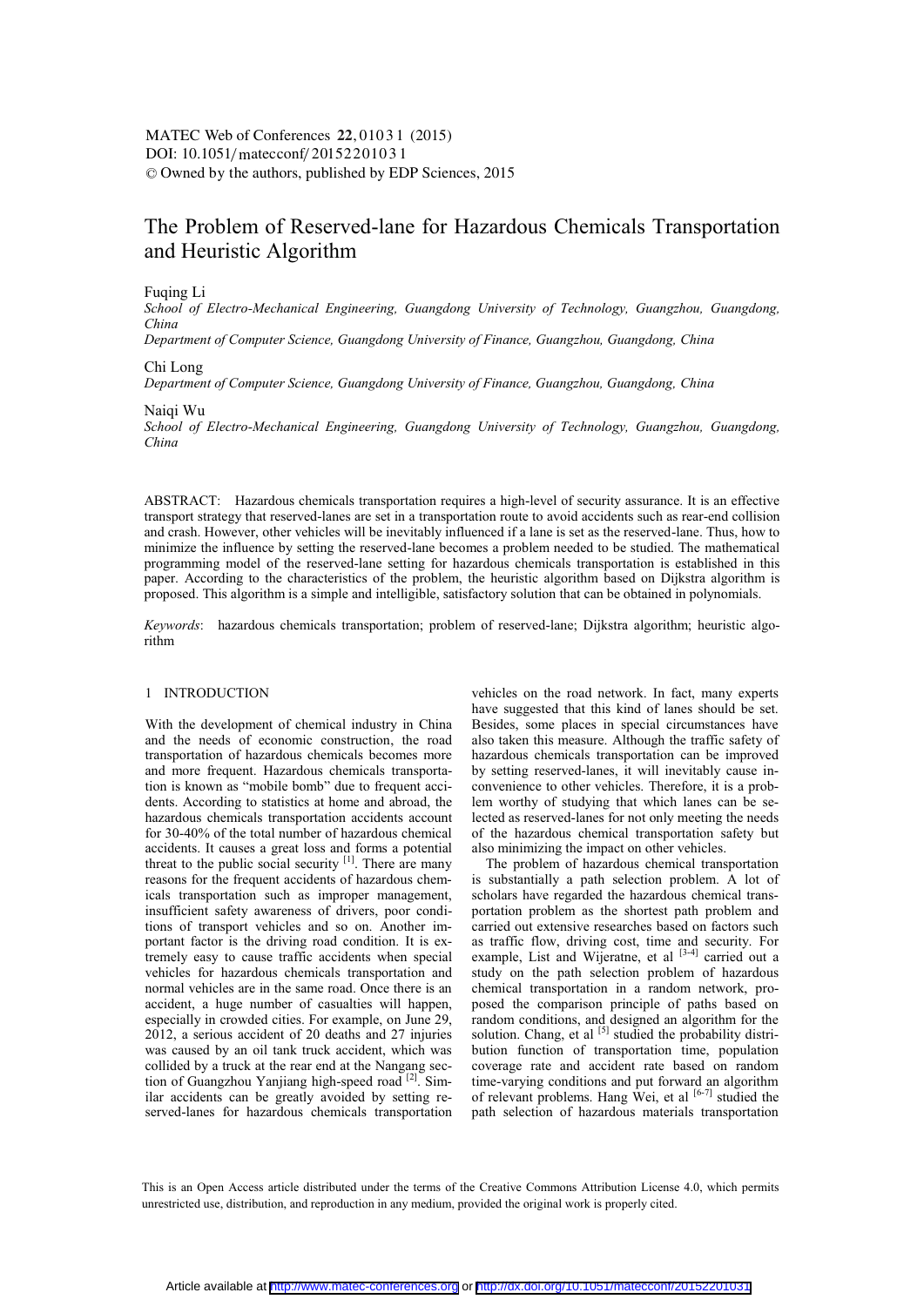# The Problem of Reserved-lane for Hazardous Chemicals Transportation and Heuristic Algorithm

Fuqing Li

*School of Electro-Mechanical Engineering, Guangdong University of Technology, Guangzhou, Guangdong, China*

*Department of Computer Science, Guangdong University of Finance, Guangzhou, Guangdong, China*

Chi Long

*Department of Computer Science, Guangdong University of Finance, Guangzhou, Guangdong, China*

Naiqi Wu

*School of Electro-Mechanical Engineering, Guangdong University of Technology, Guangzhou, Guangdong, China*

ABSTRACT: Hazardous chemicals transportation requires a high-level of security assurance. It is an effective transport strategy that reserved-lanes are set in a transportation route to avoid accidents such as rear-end collision and crash. However, other vehicles will be inevitably influenced if a lane is set as the reserved-lane. Thus, how to minimize the influence by setting the reserved-lane becomes a problem needed to be studied. The mathematical programming model of the reserved-lane setting for hazardous chemicals transportation is established in this paper. According to the characteristics of the problem, the heuristic algorithm based on Dijkstra algorithm is proposed. This algorithm is a simple and intelligible, satisfactory solution that can be obtained in polynomials.

*Keywords*: hazardous chemicals transportation; problem of reserved-lane; Dijkstra algorithm; heuristic algorithm

## 1 INTRODUCTION

With the development of chemical industry in China and the needs of economic construction, the road transportation of hazardous chemicals becomes more and more frequent. Hazardous chemicals transportation is known as "mobile bomb" due to frequent accidents. According to statistics at home and abroad, the hazardous chemicals transportation accidents account for 30-40% of the total number of hazardous chemical accidents. It causes a great loss and forms a potential threat to the public social security [1]. There are many reasons for the frequent accidents of hazardous chemicals transportation such as improper management, insufficient safety awareness of drivers, poor conditions of transport vehicles and so on. Another important factor is the driving road condition. It is extremely easy to cause traffic accidents when special vehicles for hazardous chemicals transportation and normal vehicles are in the same road. Once there is an accident, a huge number of casualties will happen, especially in crowded cities. For example, on June 29, 2012, a serious accident of 20 deaths and 27 injuries was caused by an oil tank truck accident, which was collided by a truck at the rear end at the Nangang section of Guangzhou Yanjiang high-speed road [2]. Similar accidents can be greatly avoided by setting reserved-lanes for hazardous chemicals transportation vehicles on the road network. In fact, many experts have suggested that this kind of lanes should be set. Besides, some places in special circumstances have also taken this measure. Although the traffic safety of hazardous chemicals transportation can be improved by setting reserved-lanes, it will inevitably cause inconvenience to other vehicles. Therefore, it is a problem worthy of studying that which lanes can be selected as reserved-lanes for not only meeting the needs of the hazardous chemical transportation safety but also minimizing the impact on other vehicles.

The problem of hazardous chemical transportation is substantially a path selection problem. A lot of scholars have regarded the hazardous chemical transportation problem as the shortest path problem and carried out extensive researches based on factors such as traffic flow, driving cost, time and security. For example, List and Wijeratne, et al [3-4] carried out a study on the path selection problem of hazardous chemical transportation in a random network, proposed the comparison principle of paths based on random conditions, and designed an algorithm for the solution. Chang, et al [5] studied the probability distribution function of transportation time, population coverage rate and accident rate based on random time-varying conditions and put forward an algorithm of relevant problems. Hang Wei, et al [6-7] studied the path selection of hazardous materials transportation

This is an Open Access article distributed under the terms of the Creative Commons Attribution License 4.0, which permits unrestricted use, distribution, and reproduction in any medium, provided the original work is properly cited.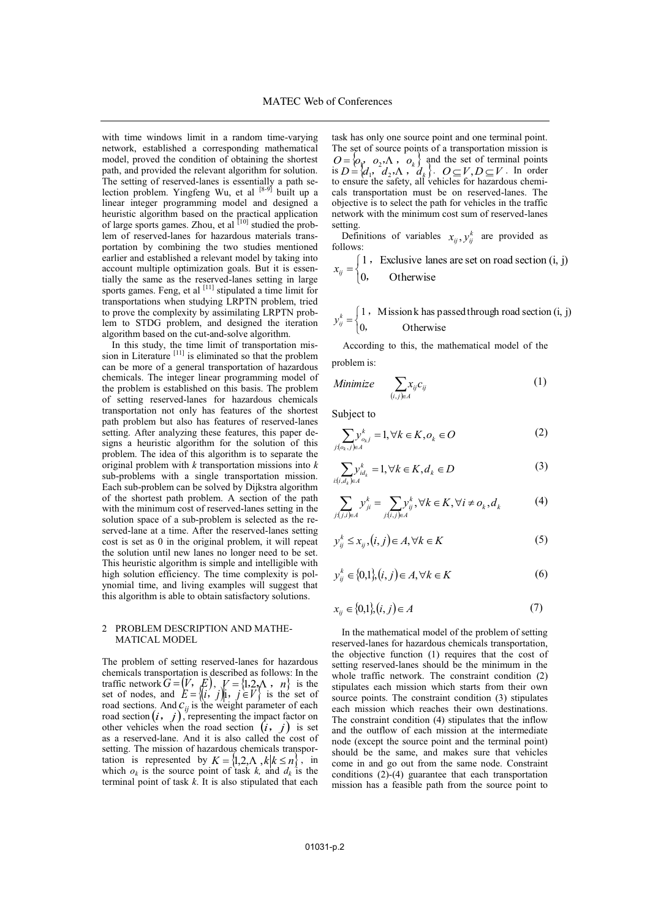with time windows limit in a random time-varying network, established a corresponding mathematical model, proved the condition of obtaining the shortest path, and provided the relevant algorithm for solution. The setting of reserved-lanes is essentially a path selection problem. Yingfeng Wu, et al [8-9] built up a linear integer programming model and designed a heuristic algorithm based on the practical application of large sports games. Zhou, et al [10] studied the problem of reserved-lanes for hazardous materials transportation by combining the two studies mentioned earlier and established a relevant model by taking into account multiple optimization goals. But it is essentially the same as the reserved-lanes setting in large sports games. Feng, et al [11] stipulated a time limit for transportations when studying LRPTN problem, tried to prove the complexity by assimilating LRPTN problem to STDG problem, and designed the iteration algorithm based on the cut-and-solve algorithm.

In this study, the time limit of transportation mission in Literature [11] is eliminated so that the problem can be more of a general transportation of hazardous chemicals. The integer linear programming model of the problem is established on this basis. The problem of setting reserved-lanes for hazardous chemicals transportation not only has features of the shortest path problem but also has features of reserved-lanes setting. After analyzing these features, this paper designs a heuristic algorithm for the solution of this problem. The idea of this algorithm is to separate the original problem with $k$ transportation missions into $k$ sub-problems with a single transportation mission. Each sub-problem can be solved by Dijkstra algorithm of the shortest path problem. A section of the path with the minimum cost of reserved-lanes setting in the solution space of a sub-problem is selected as the reserved-lane at a time. After the reserved-lanes setting cost is set as 0 in the original problem, it will repeat the solution until new lanes no longer need to be set. This heuristic algorithm is simple and intelligible with high solution efficiency. The time complexity is polynomial time, and living examples will suggest that this algorithm is able to obtain satisfactory solutions.

## 2 PROBLEM DESCRIPTION AND MATHEMATICAL MODEL

The problem of setting reserved-lanes for hazardous chemicals transportation is described as follows: In the traffic network $G=(V, E)$, $V=\{1,2,\Lambda, n\}$ is the set of nodes, and $E=\{(i, j)|i, j\in V\}$ is the set of road sections. And $c_{ij}$ is the weight parameter of each road section $(i, j)$, representing the impact factor on other vehicles when the road section $(i, j)$ is set as a reserved-lane. And it is also called the cost of setting. The mission of hazardous chemicals transportation is represented by $K=\{1,2,\Lambda, k|k\leq n\}$, in which $o_k$ is the source point of task $k$, and $d_k$ is the terminal point of task $k$. It is also stipulated that each task has only one source point and one terminal point. The set of source points of a transportation mission is $O=\{o_1, o_2,\Lambda, o_k\}$ and the set of terminal points is $D=\{d_1, d_2,\Lambda, d_k\}$. $O\subseteq V, D\subseteq V$. In order to ensure the safety, all vehicles for hazardous chemicals transportation must be on reserved-lanes. The objective is to select the path for vehicles in the traffic network with the minimum cost sum of reserved-lanes setting.

Definitions of variables $x_{ij}, y_{ij}^k$ are provided as follows:

$$x_{ij}=\begin{cases}1, & \text{Exclusive lanes are set on road section (i, j)}\\ 0, & \text{Otherwise}\end{cases}$$

$$y_{ij}^k=\begin{cases}1, & \text{Mission k has passed through road section (i, j)}\\ 0, & \text{Otherwise}\end{cases}$$

According to this, the mathematical model of the problem is:

$$\text{Minimize} \quad \sum_{(i,j)\in A} x_{ij}c_{ij} \tag{1}$$

Subject to

$$\sum_{j:(o_k,j)\in A} y_{o_k j}^k=1, \forall k\in K, o_k\in O \tag{2}$$

$$\sum_{i:(i,d_k)\in A} y_{id_k}^k=1, \forall k\in K, d_k\in D \tag{3}$$

$$\sum_{j:(j,i)\in A} y_{ji}^k=\sum_{j:(i,j)\in A} y_{ij}^k, \forall k\in K, \forall i\neq o_k, d_k \tag{4}$$

$$y_{ij}^k\leq x_{ij}, (i,j)\in A, \forall k\in K \tag{5}$$

$$y_{ij}^k\in\{0,1\}, (i,j)\in A, \forall k\in K \tag{6}$$

$$x_{ij}\in\{0,1\}, (i,j)\in A \tag{7}$$

In the mathematical model of the problem of setting reserved-lanes for hazardous chemicals transportation, the objective function (1) requires that the cost of setting reserved-lanes should be the minimum in the whole traffic network. The constraint condition (2) stipulates each mission which starts from their own source points. The constraint condition (3) stipulates each mission which reaches their own destinations. The constraint condition (4) stipulates that the inflow and the outflow of each mission at the intermediate node (except the source point and the terminal point) should be the same, and makes sure that vehicles come in and go out from the same node. Constraint conditions (2)-(4) guarantee that each transportation mission has a feasible path from the source point to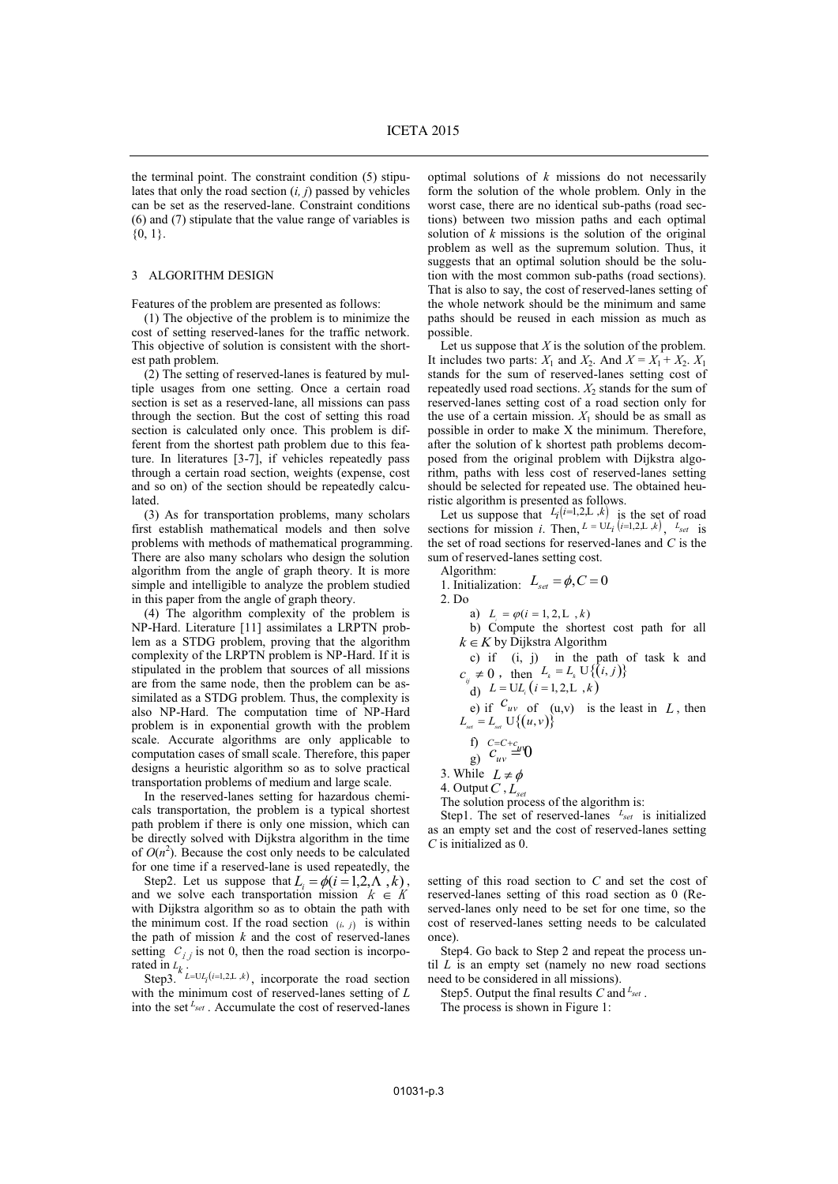the terminal point. The constraint condition (5) stipulates that only the road section $(i, j)$ passed by vehicles can be set as the reserved-lane. Constraint conditions (6) and (7) stipulate that the value range of variables is $\{0, 1\}$.

## 3 ALGORITHM DESIGN

Features of the problem are presented as follows:

(1) The objective of the problem is to minimize the cost of setting reserved-lanes for the traffic network. This objective of solution is consistent with the shortest path problem.

(2) The setting of reserved-lanes is featured by multiple usages from one setting. Once a certain road section is set as a reserved-lane, all missions can pass through the section. But the cost of setting this road section is calculated only once. This problem is different from the shortest path problem due to this feature. In literatures [3-7], if vehicles repeatedly pass through a certain road section, weights (expense, cost and so on) of the section should be repeatedly calculated.

(3) As for transportation problems, many scholars first establish mathematical models and then solve problems with methods of mathematical programming. There are also many scholars who design the solution algorithm from the angle of graph theory. It is more simple and intelligible to analyze the problem studied in this paper from the angle of graph theory.

(4) The algorithm complexity of the problem is NP-Hard. Literature [11] assimilates a LRPTN problem as a STDG problem, proving that the algorithm complexity of the LRPTN problem is NP-Hard. If it is stipulated in the problem that sources of all missions are from the same node, then the problem can be assimilated as a STDG problem. Thus, the complexity is also NP-Hard. The computation time of NP-Hard problem is in exponential growth with the problem scale. Accurate algorithms are only applicable to computation cases of small scale. Therefore, this paper designs a heuristic algorithm so as to solve practical transportation problems of medium and large scale.

In the reserved-lanes setting for hazardous chemicals transportation, the problem is a typical shortest path problem if there is only one mission, which can be directly solved with Dijkstra algorithm in the time of $O(n^2)$. Because the cost only needs to be calculated for one time if a reserved-lane is used repeatedly, the optimal solutions of $k$ missions do not necessarily form the solution of the whole problem. Only in the worst case, there are no identical sub-paths (road sections) between two mission paths and each optimal solution of $k$ missions is the solution of the original problem as well as the supremum solution. Thus, it suggests that an optimal solution should be the solution with the most common sub-paths (road sections). That is also to say, the cost of reserved-lanes setting of the whole network should be the minimum and same paths should be reused in each mission as much as possible.

Let us suppose that $X$ is the solution of the problem. It includes two parts: $X_1$ and $X_2$. And $X = X_1 + X_2$. $X_1$ stands for the sum of reserved-lanes setting cost of repeatedly used road sections. $X_2$ stands for the sum of reserved-lanes setting cost of a road section only for the use of a certain mission. $X_1$ should be as small as possible in order to make X the minimum. Therefore, after the solution of k shortest path problems decomposed from the original problem with Dijkstra algorithm, paths with less cost of reserved-lanes setting should be selected for repeated use. The obtained heuristic algorithm is presented as follows.

Let us suppose that $L_i (i=1,2,\ldots,k)$ is the set of road sections for mission $i$. Then, $L = \cup L_i (i=1,2,\ldots,k)$, $L_{set}$ is the set of road sections for reserved-lanes and $C$ is the sum of reserved-lanes setting cost.

Algorithm:

1. Initialization: $L_{set} = \phi, C = 0$
2. Do
   a) $L_i = \varphi (i = 1, 2, \ldots, k)$
   b) Compute the shortest cost path for all $k \in K$ by Dijkstra Algorithm
   c) if (i, j) in the path of task k and $c_{ij} \neq 0$, then $L_k = L_k \cup \{(i, j)\}$
   d) $L = \cup L_i \ (i = 1, 2, \ldots, k)$
   e) if $c_{uv}$ of (u,v) is the least in $L$, then $L_{set} = L_{set} \cup \{(u, v)\}$
   f) $C = C + c_{uv}$
   g) $c_{uv} = 0$
3. While $L \neq \phi$
4. Output $C$, $L_{set}$

The solution process of the algorithm is:

Step1. The set of reserved-lanes $L_{set}$ is initialized as an empty set and the cost of reserved-lanes setting $C$ is initialized as 0.

Step2. Let us suppose that $L_i = \phi (i = 1, 2, \Lambda, k)$, and we solve each transportation mission $k \in K$ with Dijkstra algorithm so as to obtain the path with the minimum cost. If the road section $(i, j)$ is within the path of mission $k$ and the cost of reserved-lanes setting $C_{ij}$ is not 0, then the road section is incorporated in $L_k$.

Step3. $L = \cup L_i (i=1,2,\ldots,k)$, incorporate the road section with the minimum cost of reserved-lanes setting of $L$ into the set $L_{set}$. Accumulate the cost of reserved-lanes setting of this road section to $C$ and set the cost of reserved-lanes setting of this road section as 0 (Reserved-lanes only need to be set for one time, so the cost of reserved-lanes setting needs to be calculated once).

Step4. Go back to Step 2 and repeat the process until $L$ is an empty set (namely no new road sections need to be considered in all missions).

Step5. Output the final results $C$ and $L_{set}$.

The process is shown in Figure 1: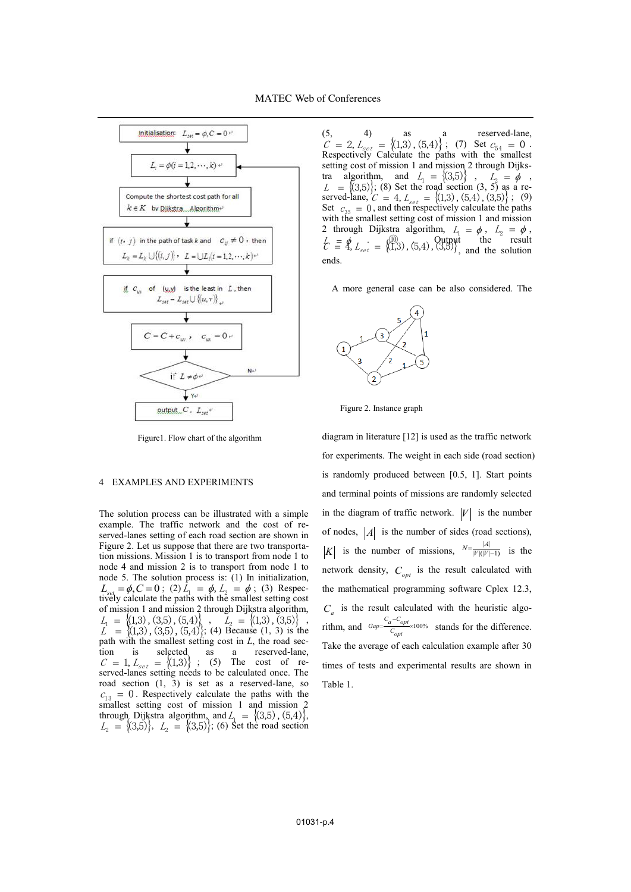Figure1. Flow chart of the algorithm

## 4 EXAMPLES AND EXPERIMENTS

The solution process can be illustrated with a simple example. The traffic network and the cost of reserved-lanes setting of each road section are shown in Figure 2. Let us suppose that there are two transportation missions. Mission 1 is to transport from node 1 to node 4 and mission 2 is to transport from node 1 to node 5. The solution process is: (1) In initialization, $L_{set} = \phi, C = 0$; (2) $L_1 = \phi, L_2 = \phi$; (3) Respectively calculate the paths with the smallest setting cost of mission 1 and mission 2 through Dijkstra algorithm, $L_1 = \{(1,3),(3,5),(5,4)\}$, $L_2 = \{(1,3),(3,5)\}$, $L = \{(1,3),(3,5),(5,4)\}$; (4) Because (1, 3) is the path with the smallest setting cost in L, the road section is selected as a reserved-lane, $C = 1, L_{set} = \{(1,3)\}$; (5) The cost of reserved-lanes setting needs to be calculated once. The road section (1, 3) is set as a reserved-lane, so $c_{13} = 0$. Respectively calculate the paths with the smallest setting cost of mission 1 and mission 2 through Dijkstra algorithm, and $L_1 = \{(3,5),(5,4)\}$, $L_2 = \{(3,5)\}$, $L_2 = \{(3,5)\}$; (6) Set the road section (5, 4) as a reserved-lane, $C = 2, L_{set} = \{(1,3),(5,4)\}$; (7) Set $c_{54} = 0$. Respectively Calculate the paths with the smallest setting cost of mission 1 and mission 2 through Dijkstra algorithm, and $L_1 = \{(3,5)\}$, $L_2 = \phi$, $L = \{(3,5)\}$; (8) Set the road section (3, 5) as a reserved-lane, $C = 4, L_{set} = \{(1,3),(5,4),(3,5)\}$; (9) Set $c_{35} = 0$, and then respectively calculate the paths with the smallest setting cost of mission 1 and mission 2 through Dijkstra algorithm, $L_1 = \phi$, $L_2 = \phi$, $L = \phi$; ⑩ Output the result $C = 4, L_{set} = \{(1,3),(5,4),(3,5)\}$, and the solution ends.

A more general case can be also considered. The

Figure 2. Instance graph

diagram in literature [12] is used as the traffic network for experiments. The weight in each side (road section) is randomly produced between [0.5, 1]. Start points and terminal points of missions are randomly selected in the diagram of traffic network. $|V|$ is the number of nodes, $|A|$ is the number of sides (road sections), $|K|$ is the number of missions, $N = \frac{|A|}{|V|(|V|-1)}$ is the network density, $C_{opt}$ is the result calculated with the mathematical programming software Cplex 12.3, $C_a$ is the result calculated with the heuristic algorithm, and $Gap = \frac{C_a - C_{opt}}{C_{opt}} \times 100\%$ stands for the difference. Take the average of each calculation example after 30 times of tests and experimental results are shown in Table 1.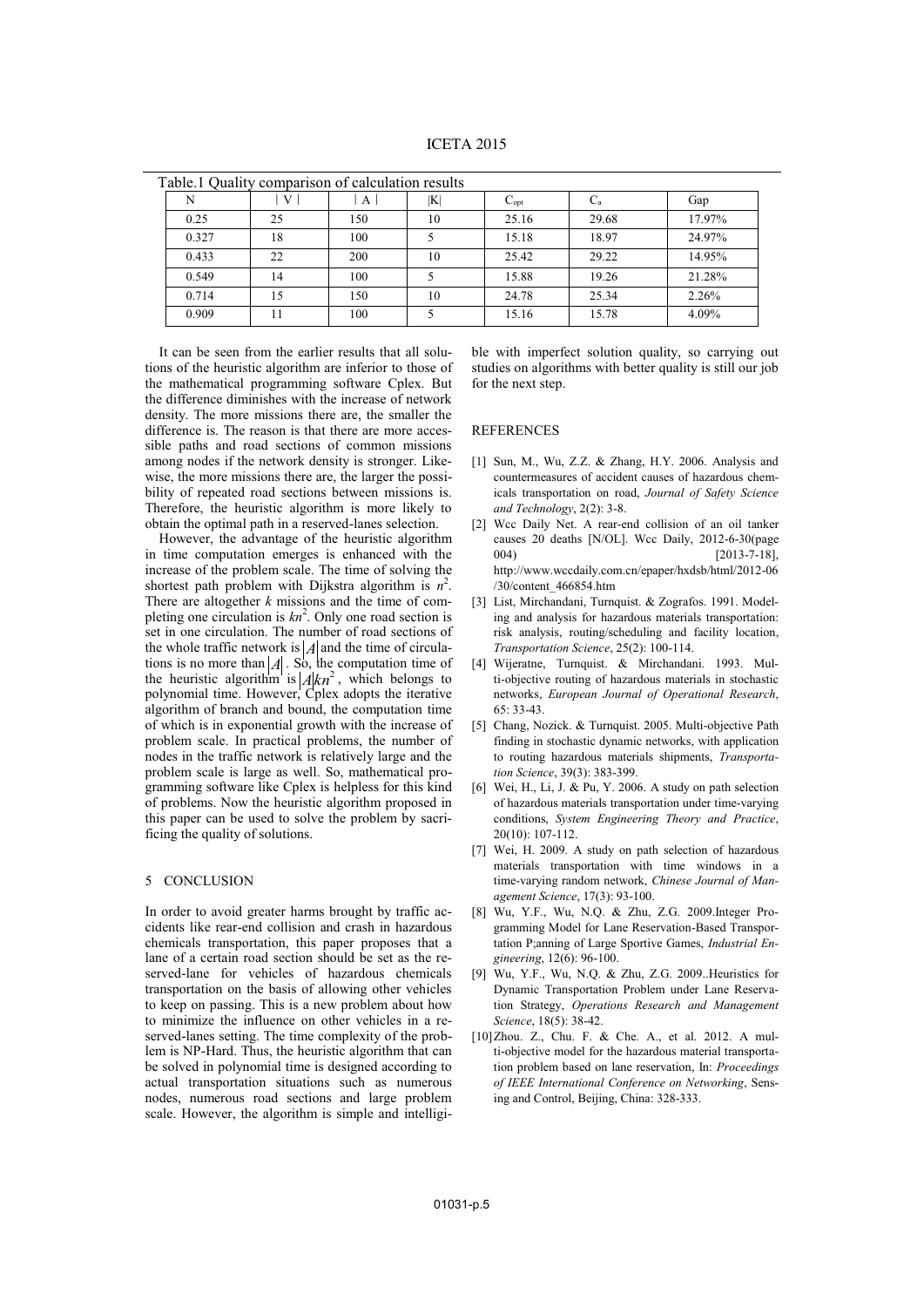Table.1 Quality comparison of calculation results

| N | \| V \| | \| A \| | \|K\| | $C_{opt}$ | $C_a$ | Gap |
|---|---|---|---|---|---|---|
| 0.25 | 25 | 150 | 10 | 25.16 | 29.68 | 17.97% |
| 0.327 | 18 | 100 | 5 | 15.18 | 18.97 | 24.97% |
| 0.433 | 22 | 200 | 10 | 25.42 | 29.22 | 14.95% |
| 0.549 | 14 | 100 | 5 | 15.88 | 19.26 | 21.28% |
| 0.714 | 15 | 150 | 10 | 24.78 | 25.34 | 2.26% |
| 0.909 | 11 | 100 | 5 | 15.16 | 15.78 | 4.09% |

It can be seen from the earlier results that all solutions of the heuristic algorithm are inferior to those of the mathematical programming software Cplex. But the difference diminishes with the increase of network density. The more missions there are, the smaller the difference is. The reason is that there are more accessible paths and road sections of common missions among nodes if the network density is stronger. Likewise, the more missions there are, the larger the possibility of repeated road sections between missions is. Therefore, the heuristic algorithm is more likely to obtain the optimal path in a reserved-lanes selection.

However, the advantage of the heuristic algorithm in time computation emerges is enhanced with the increase of the problem scale. The time of solving the shortest path problem with Dijkstra algorithm is $n^2$. There are altogether $k$ missions and the time of completing one circulation is $kn^2$. Only one road section is set in one circulation. The number of road sections of the whole traffic network is $|A|$ and the time of circulations is no more than $|A|$. So, the computation time of the heuristic algorithm is $|A|kn^2$, which belongs to polynomial time. However, Cplex adopts the iterative algorithm of branch and bound, the computation time of which is in exponential growth with the increase of problem scale. In practical problems, the number of nodes in the traffic network is relatively large and the problem scale is large as well. So, mathematical programming software like Cplex is helpless for this kind of problems. Now the heuristic algorithm proposed in this paper can be used to solve the problem by sacrificing the quality of solutions.

## 5 CONCLUSION

In order to avoid greater harms brought by traffic accidents like rear-end collision and crash in hazardous chemicals transportation, this paper proposes that a lane of a certain road section should be set as the reserved-lane for vehicles of hazardous chemicals transportation on the basis of allowing other vehicles to keep on passing. This is a new problem about how to minimize the influence on other vehicles in a reserved-lanes setting. The time complexity of the problem is NP-Hard. Thus, the heuristic algorithm that can be solved in polynomial time is designed according to actual transportation situations such as numerous nodes, numerous road sections and large problem scale. However, the algorithm is simple and intelligible with imperfect solution quality, so carrying out studies on algorithms with better quality is still our job for the next step.

## REFERENCES

[1] Sun, M., Wu, Z.Z. & Zhang, H.Y. 2006. Analysis and countermeasures of accident causes of hazardous chemicals transportation on road, *Journal of Safety Science and Technology*, 2(2): 3-8.

[2] Wcc Daily Net. A rear-end collision of an oil tanker causes 20 deaths [N/OL]. Wcc Daily, 2012-6-30(page 004) [2013-7-18], http://www.wccdaily.com.cn/epaper/hxdsb/html/2012-06/30/content_466854.htm

[3] List, Mirchandani, Turnquist. & Zografos. 1991. Modeling and analysis for hazardous materials transportation: risk analysis, routing/scheduling and facility location, *Transportation Science*, 25(2): 100-114.

[4] Wijeratne, Turnquist. & Mirchandani. 1993. Multi-objective routing of hazardous materials in stochastic networks, *European Journal of Operational Research*, 65: 33-43.

[5] Chang, Nozick. & Turnquist. 2005. Multi-objective Path finding in stochastic dynamic networks, with application to routing hazardous materials shipments, *Transportation Science*, 39(3): 383-399.

[6] Wei, H., Li, J. & Pu, Y. 2006. A study on path selection of hazardous materials transportation under time-varying conditions, *System Engineering Theory and Practice*, 20(10): 107-112.

[7] Wei, H. 2009. A study on path selection of hazardous materials transportation with time windows in a time-varying random network, *Chinese Journal of Management Science*, 17(3): 93-100.

[8] Wu, Y.F., Wu, N.Q. & Zhu, Z.G. 2009.Integer Programming Model for Lane Reservation-Based Transportation P;anning of Large Sportive Games, *Industrial Engineering*, 12(6): 96-100.

[9] Wu, Y.F., Wu, N.Q. & Zhu, Z.G. 2009..Heuristics for Dynamic Transportation Problem under Lane Reservation Strategy, *Operations Research and Management Science*, 18(5): 38-42.

[10] Zhou. Z., Chu. F. & Che. A., et al. 2012. A multi-objective model for the hazardous material transportation problem based on lane reservation, In: *Proceedings of IEEE International Conference on Networking*, Sensing and Control, Beijing, China: 328-333.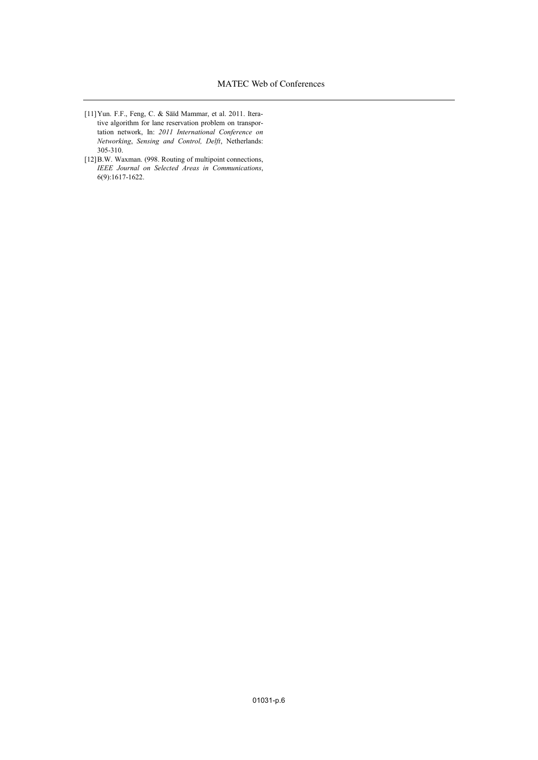[11] Yun. F.F., Feng, C. & Säïd Mammar, et al. 2011. Iterative algorithm for lane reservation problem on transportation network, In: *2011 International Conference on Networking*, *Sensing and Control, Delft*, Netherlands: 305-310.

[12] B.W. Waxman. (998. Routing of multipoint connections, *IEEE Journal on Selected Areas in Communications*, 6(9):1617-1622.